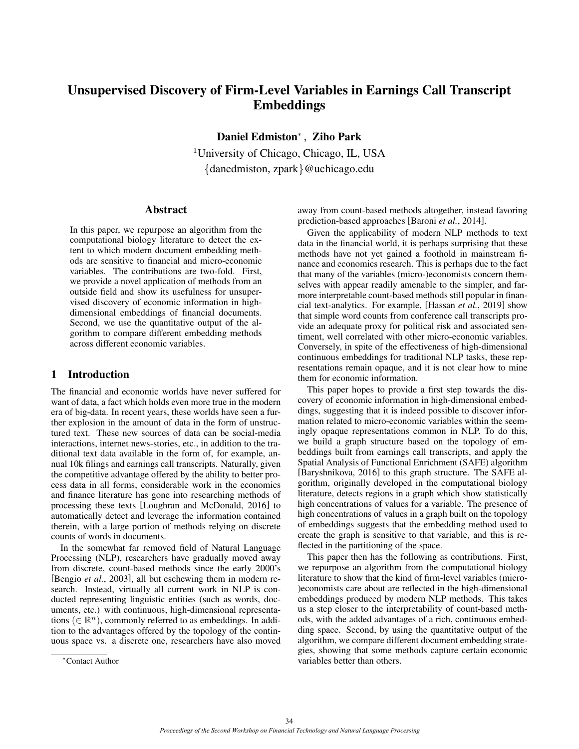# Unsupervised Discovery of Firm-Level Variables in Earnings Call Transcript Embeddings

**Daniel Edmiston***, **Ziho Park**

[1]University of Chicago, Chicago, IL, USA
{danedmiston, zpark}@uchicago.edu

## Abstract

In this paper, we repurpose an algorithm from the computational biology literature to detect the extent to which modern document embedding methods are sensitive to financial and micro-economic variables. The contributions are two-fold. First, we provide a novel application of methods from an outside field and show its usefulness for unsupervised discovery of economic information in high-dimensional embeddings of financial documents. Second, we use the quantitative output of the algorithm to compare different embedding methods across different economic variables.

## 1 Introduction

The financial and economic worlds have never suffered for want of data, a fact which holds even more true in the modern era of big-data. In recent years, these worlds have seen a further explosion in the amount of data in the form of unstructured text. These new sources of data can be social-media interactions, internet news-stories, etc., in addition to the traditional text data available in the form of, for example, annual 10k filings and earnings call transcripts. Naturally, given the competitive advantage offered by the ability to better process data in all forms, considerable work in the economics and finance literature has gone into researching methods of processing these texts [Loughran and McDonald, 2016] to automatically detect and leverage the information contained therein, with a large portion of methods relying on discrete counts of words in documents.

In the somewhat far removed field of Natural Language Processing (NLP), researchers have gradually moved away from discrete, count-based methods since the early 2000's [Bengio *et al.*, 2003], all but eschewing them in modern research. Instead, virtually all current work in NLP is conducted representing linguistic entities (such as words, documents, etc.) with continuous, high-dimensional representations ($\in \mathbb{R}^n$), commonly referred to as embeddings. In addition to the advantages offered by the topology of the continuous space vs. a discrete one, researchers have also moved away from count-based methods altogether, instead favoring prediction-based approaches [Baroni *et al.*, 2014].

Given the applicability of modern NLP methods to text data in the financial world, it is perhaps surprising that these methods have not yet gained a foothold in mainstream finance and economics research. This is perhaps due to the fact that many of the variables (micro-)economists concern themselves with appear readily amenable to the simpler, and far more interpretable count-based methods still popular in financial text-analytics. For example, [Hassan *et al.*, 2019] show that simple word counts from conference call transcripts provide an adequate proxy for political risk and associated sentiment, well correlated with other micro-economic variables. Conversely, in spite of the effectiveness of high-dimensional continuous embeddings for traditional NLP tasks, these representations remain opaque, and it is not clear how to mine them for economic information.

This paper hopes to provide a first step towards the discovery of economic information in high-dimensional embeddings, suggesting that it is indeed possible to discover information related to micro-economic variables within the seemingly opaque representations common in NLP. To do this, we build a graph structure based on the topology of embeddings built from earnings call transcripts, and apply the Spatial Analysis of Functional Enrichment (SAFE) algorithm [Baryshnikova, 2016] to this graph structure. The SAFE algorithm, originally developed in the computational biology literature, detects regions in a graph which show statistically high concentrations of values for a variable. The presence of high concentrations of values in a graph built on the topology of embeddings suggests that the embedding method used to create the graph is sensitive to that variable, and this is reflected in the partitioning of the space.

This paper then has the following as contributions. First, we repurpose an algorithm from the computational biology literature to show that the kind of firm-level variables (micro-)economists care about are reflected in the high-dimensional embeddings produced by modern NLP methods. This takes us a step closer to the interpretability of count-based methods, with the added advantages of a rich, continuous embedding space. Second, by using the quantitative output of the algorithm, we compare different document embedding strategies, showing that some methods capture certain economic variables better than others.

*Contact Author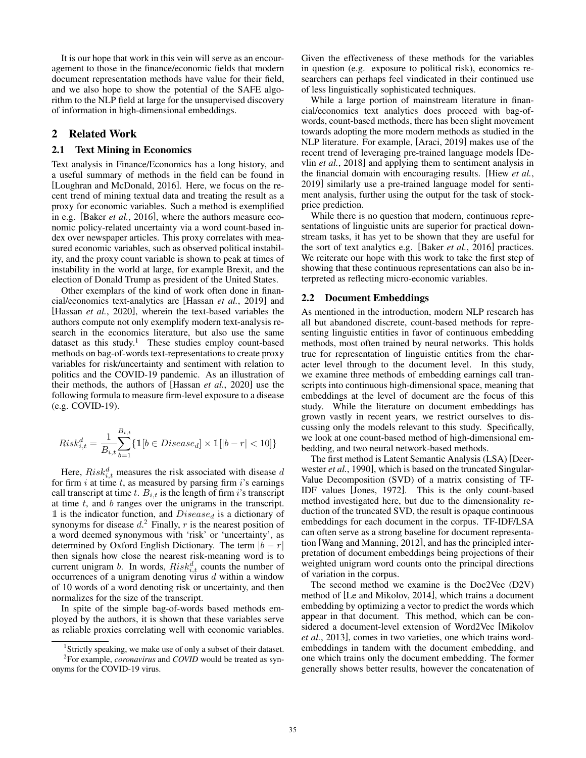It is our hope that work in this vein will serve as an encouragement to those in the finance/economic fields that modern document representation methods have value for their field, and we also hope to show the potential of the SAFE algorithm to the NLP field at large for the unsupervised discovery of information in high-dimensional embeddings.

## 2 Related Work

### 2.1 Text Mining in Economics

Text analysis in Finance/Economics has a long history, and a useful summary of methods in the field can be found in [Loughran and McDonald, 2016]. Here, we focus on the recent trend of mining textual data and treating the result as a proxy for economic variables. Such a method is exemplified in e.g. [Baker *et al.*, 2016], where the authors measure economic policy-related uncertainty via a word count-based index over newspaper articles. This proxy correlates with measured economic variables, such as observed political instability, and the proxy count variable is shown to peak at times of instability in the world at large, for example Brexit, and the election of Donald Trump as president of the United States.

Other exemplars of the kind of work often done in financial/economics text-analytics are [Hassan *et al.*, 2019] and [Hassan *et al.*, 2020], wherein the text-based variables the authors compute not only exemplify modern text-analysis research in the economics literature, but also use the same dataset as this study.[1] These studies employ count-based methods on bag-of-words text-representations to create proxy variables for risk/uncertainty and sentiment with relation to politics and the COVID-19 pandemic. As an illustration of their methods, the authors of [Hassan *et al.*, 2020] use the following formula to measure firm-level exposure to a disease (e.g. COVID-19).

$$Risk^d_{i,t} = \frac{1}{B_{i,t}} \sum_{b=1}^{B_{i,t}} \{\mathbb{1}[b \in Disease_d] \times \mathbb{1}[|b - r| < 10]\}$$

Here, $Risk^d_{i,t}$ measures the risk associated with disease $d$ for firm $i$ at time $t$, as measured by parsing firm $i$'s earnings call transcript at time $t$. $B_{i,t}$ is the length of firm $i$'s transcript at time $t$, and $b$ ranges over the unigrams in the transcript. $\mathbb{1}$ is the indicator function, and $Disease_d$ is a dictionary of synonyms for disease $d$.[2] Finally, $r$ is the nearest position of a word deemed synonymous with 'risk' or 'uncertainty', as determined by Oxford English Dictionary. The term $|b - r|$ then signals how close the nearest risk-meaning word is to current unigram $b$. In words, $Risk^d_{i,t}$ counts the number of occurrences of a unigram denoting virus $d$ within a window of 10 words of a word denoting risk or uncertainty, and then normalizes for the size of the transcript.

In spite of the simple bag-of-words based methods employed by the authors, it is shown that these variables serve as reliable proxies correlating well with economic variables. Given the effectiveness of these methods for the variables in question (e.g. exposure to political risk), economics researchers can perhaps feel vindicated in their continued use of less linguistically sophisticated techniques.

While a large portion of mainstream literature in financial/economics text analytics does proceed with bag-of-words, count-based methods, there has been slight movement towards adopting the more modern methods as studied in the NLP literature. For example, [Araci, 2019] makes use of the recent trend of leveraging pre-trained language models [Devlin *et al.*, 2018] and applying them to sentiment analysis in the financial domain with encouraging results. [Hiew *et al.*, 2019] similarly use a pre-trained language model for sentiment analysis, further using the output for the task of stock-price prediction.

While there is no question that modern, continuous representations of linguistic units are superior for practical downstream tasks, it has yet to be shown that they are useful for the sort of text analytics e.g. [Baker *et al.*, 2016] practices. We reiterate our hope with this work to take the first step of showing that these continuous representations can also be interpreted as reflecting micro-economic variables.

### 2.2 Document Embeddings

As mentioned in the introduction, modern NLP research has all but abandoned discrete, count-based methods for representing linguistic entities in favor of continuous embedding methods, most often trained by neural networks. This holds true for representation of linguistic entities from the character level through to the document level. In this study, we examine three methods of embedding earnings call transcripts into continuous high-dimensional space, meaning that embeddings at the level of document are the focus of this study. While the literature on document embeddings has grown vastly in recent years, we restrict ourselves to discussing only the models relevant to this study. Specifically, we look at one count-based method of high-dimensional embedding, and two neural network-based methods.

The first method is Latent Semantic Analysis (LSA) [Deerwester *et al.*, 1990], which is based on the truncated Singular-Value Decomposition (SVD) of a matrix consisting of TF-IDF values [Jones, 1972]. This is the only count-based method investigated here, but due to the dimensionality reduction of the truncated SVD, the result is opaque continuous embeddings for each document in the corpus. TF-IDF/LSA can often serve as a strong baseline for document representation [Wang and Manning, 2012], and has the principled interpretation of document embeddings being projections of their weighted unigram word counts onto the principal directions of variation in the corpus.

The second method we examine is the Doc2Vec (D2V) method of [Le and Mikolov, 2014], which trains a document embedding by optimizing a vector to predict the words which appear in that document. This method, which can be considered a document-level extension of Word2Vec [Mikolov *et al.*, 2013], comes in two varieties, one which trains word-embeddings in tandem with the document embedding, and one which trains only the document embedding. The former generally shows better results, however the concatenation of

[1] Strictly speaking, we make use of only a subset of their dataset.

[2] For example, *coronavirus* and *COVID* would be treated as synonyms for the COVID-19 virus.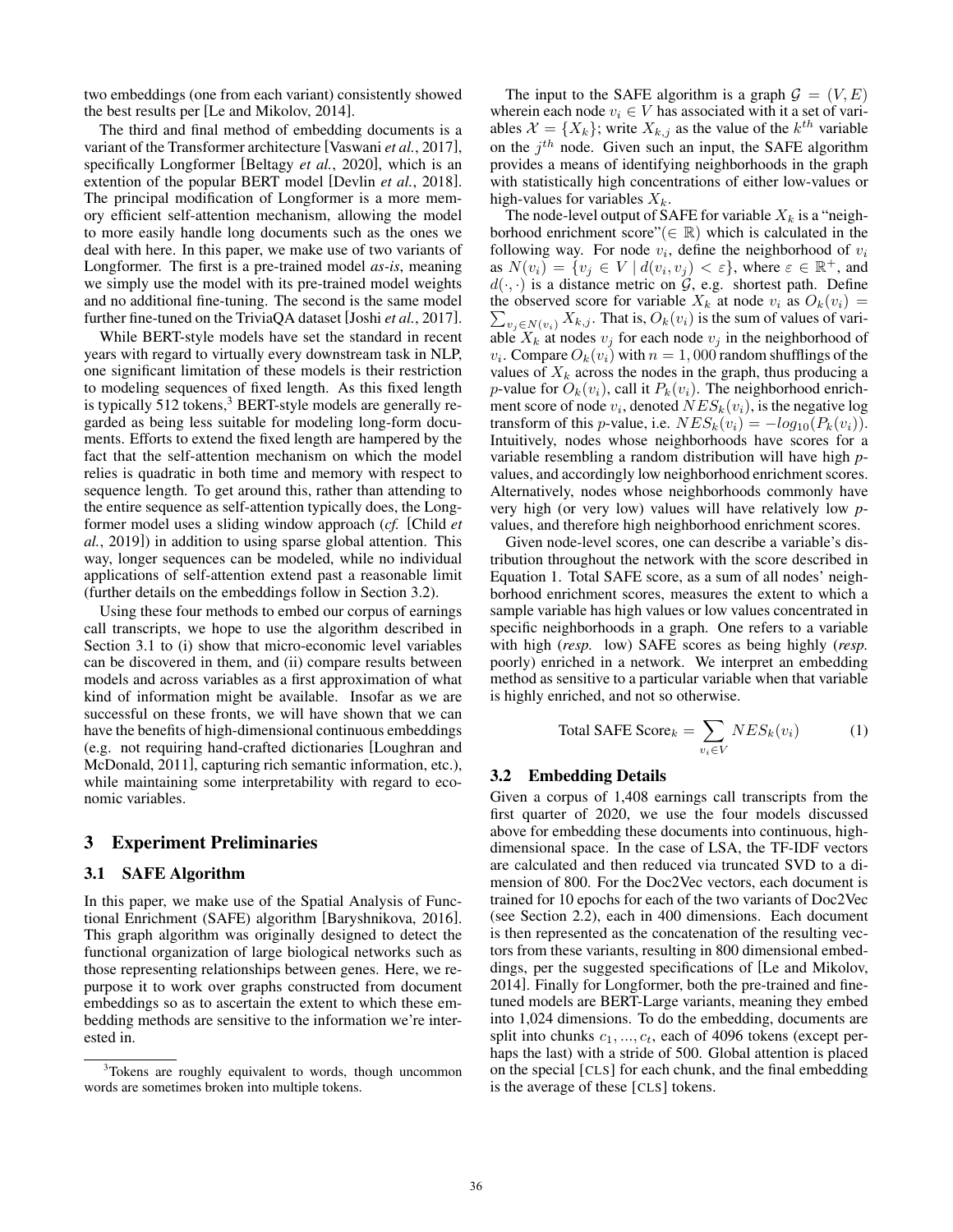two embeddings (one from each variant) consistently showed the best results per [Le and Mikolov, 2014].

The third and final method of embedding documents is a variant of the Transformer architecture [Vaswani *et al.*, 2017], specifically Longformer [Beltagy *et al.*, 2020], which is an extention of the popular BERT model [Devlin *et al.*, 2018]. The principal modification of Longformer is a more memory efficient self-attention mechanism, allowing the model to more easily handle long documents such as the ones we deal with here. In this paper, we make use of two variants of Longformer. The first is a pre-trained model *as-is*, meaning we simply use the model with its pre-trained model weights and no additional fine-tuning. The second is the same model further fine-tuned on the TriviaQA dataset [Joshi *et al.*, 2017].

While BERT-style models have set the standard in recent years with regard to virtually every downstream task in NLP, one significant limitation of these models is their restriction to modeling sequences of fixed length. As this fixed length is typically 512 tokens,[3] BERT-style models are generally regarded as being less suitable for modeling long-form documents. Efforts to extend the fixed length are hampered by the fact that the self-attention mechanism on which the model relies is quadratic in both time and memory with respect to sequence length. To get around this, rather than attending to the entire sequence as self-attention typically does, the Longformer model uses a sliding window approach (*cf.* [Child *et al.*, 2019]) in addition to using sparse global attention. This way, longer sequences can be modeled, while no individual applications of self-attention extend past a reasonable limit (further details on the embeddings follow in Section 3.2).

Using these four methods to embed our corpus of earnings call transcripts, we hope to use the algorithm described in Section 3.1 to (i) show that micro-economic level variables can be discovered in them, and (ii) compare results between models and across variables as a first approximation of what kind of information might be available. Insofar as we are successful on these fronts, we will have shown that we can have the benefits of high-dimensional continuous embeddings (e.g. not requiring hand-crafted dictionaries [Loughran and McDonald, 2011], capturing rich semantic information, etc.), while maintaining some interpretability with regard to economic variables.

## 3 Experiment Preliminaries

### 3.1 SAFE Algorithm

In this paper, we make use of the Spatial Analysis of Functional Enrichment (SAFE) algorithm [Baryshnikova, 2016]. This graph algorithm was originally designed to detect the functional organization of large biological networks such as those representing relationships between genes. Here, we repurpose it to work over graphs constructed from document embeddings so as to ascertain the extent to which these embedding methods are sensitive to the information we're interested in.

The input to the SAFE algorithm is a graph $\mathcal{G} = (V, E)$ wherein each node $v_i \in V$ has associated with it a set of variables $\mathcal{X} = \{X_k\}$; write $X_{k,j}$ as the value of the $k^{th}$ variable on the $j^{th}$ node. Given such an input, the SAFE algorithm provides a means of identifying neighborhoods in the graph with statistically high concentrations of either low-values or high-values for variables $X_k$.

The node-level output of SAFE for variable $X_k$ is a "neighborhood enrichment score"($\in \mathbb{R}$) which is calculated in the following way. For node $v_i$, define the neighborhood of $v_i$ as $N(v_i) = \{v_j \in V \mid d(v_i, v_j) < \varepsilon\}$, where $\varepsilon \in \mathbb{R}^+$, and $d(\cdot, \cdot)$ is a distance metric on $\mathcal{G}$, e.g. shortest path. Define the observed score for variable $X_k$ at node $v_i$ as $O_k(v_i) = \sum_{v_j \in N(v_i)} X_{k,j}$. That is, $O_k(v_i)$ is the sum of values of variable $X_k$ at nodes $v_j$ for each node $v_j$ in the neighborhood of $v_i$. Compare $O_k(v_i)$ with $n = 1,000$ random shufflings of the values of $X_k$ across the nodes in the graph, thus producing a $p$-value for $O_k(v_i)$, call it $P_k(v_i)$. The neighborhood enrichment score of node $v_i$, denoted $NES_k(v_i)$, is the negative log transform of this $p$-value, i.e. $NES_k(v_i) = -log_{10}(P_k(v_i))$. Intuitively, nodes whose neighborhoods have scores for a variable resembling a random distribution will have high *p*-values, and accordingly low neighborhood enrichment scores. Alternatively, nodes whose neighborhoods commonly have very high (or very low) values will have relatively low *p*-values, and therefore high neighborhood enrichment scores.

Given node-level scores, one can describe a variable's distribution throughout the network with the score described in Equation 1. Total SAFE score, as a sum of all nodes' neighborhood enrichment scores, measures the extent to which a sample variable has high values or low values concentrated in specific neighborhoods in a graph. One refers to a variable with high (*resp.* low) SAFE scores as being highly (*resp.* poorly) enriched in a network. We interpret an embedding method as sensitive to a particular variable when that variable is highly enriched, and not so otherwise.

$$\text{Total SAFE Score}_k = \sum_{v_i \in V} NES_k(v_i) \tag{1}$$

### 3.2 Embedding Details

Given a corpus of 1,408 earnings call transcripts from the first quarter of 2020, we use the four models discussed above for embedding these documents into continuous, high-dimensional space. In the case of LSA, the TF-IDF vectors are calculated and then reduced via truncated SVD to a dimension of 800. For the Doc2Vec vectors, each document is trained for 10 epochs for each of the two variants of Doc2Vec (see Section 2.2), each in 400 dimensions. Each document is then represented as the concatenation of the resulting vectors from these variants, resulting in 800 dimensional embeddings, per the suggested specifications of [Le and Mikolov, 2014]. Finally for Longformer, both the pre-trained and fine-tuned models are BERT-Large variants, meaning they embed into 1,024 dimensions. To do the embedding, documents are split into chunks $c_1, ..., c_t$, each of 4096 tokens (except perhaps the last) with a stride of 500. Global attention is placed on the special [CLS] for each chunk, and the final embedding is the average of these [CLS] tokens.

[3] Tokens are roughly equivalent to words, though uncommon words are sometimes broken into multiple tokens.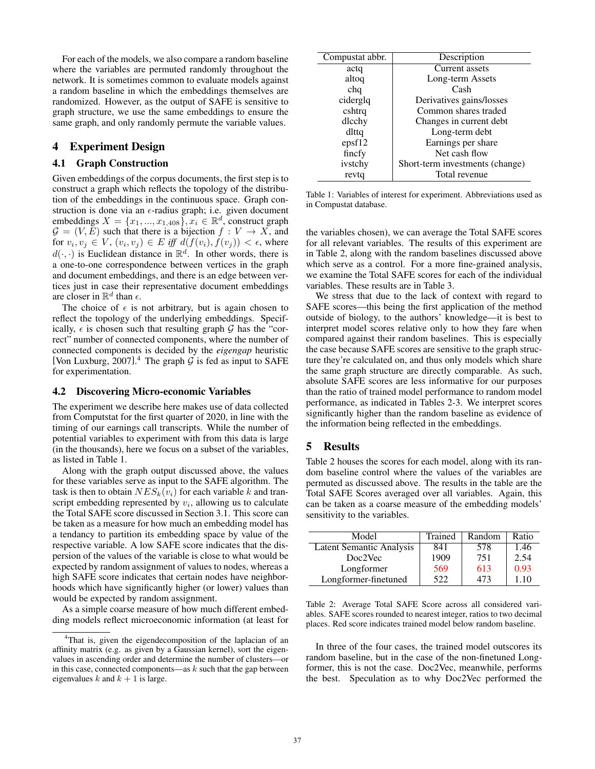For each of the models, we also compare a random baseline where the variables are permuted randomly throughout the network. It is sometimes common to evaluate models against a random baseline in which the embeddings themselves are randomized. However, as the output of SAFE is sensitive to graph structure, we use the same embeddings to ensure the same graph, and only randomly permute the variable values.

## 4 Experiment Design

### 4.1 Graph Construction

Given embeddings of the corpus documents, the first step is to construct a graph which reflects the topology of the distribution of the embeddings in the continuous space. Graph construction is done via an $\epsilon$-radius graph; i.e. given document embeddings $X = \{x_1, ..., x_{1,408}\}, x_i \in \mathbb{R}^d$, construct graph $\mathcal{G} = (V, E)$ such that there is a bijection $f : V \to X$, and for $v_i, v_j \in V$, $(v_i, v_j) \in E$ *iff* $d(f(v_i), f(v_j)) < \epsilon$, where $d(\cdot, \cdot)$ is Euclidean distance in $\mathbb{R}^d$. In other words, there is a one-to-one correspondence between vertices in the graph and document embeddings, and there is an edge between vertices just in case their representative document embeddings are closer in $\mathbb{R}^d$ than $\epsilon$.

The choice of $\epsilon$ is not arbitrary, but is again chosen to reflect the topology of the underlying embeddings. Specifically, $\epsilon$ is chosen such that resulting graph $\mathcal{G}$ has the "correct" number of connected components, where the number of connected components is decided by the ***eigengap*** heuristic [Von Luxburg, 2007].[4] The graph $\mathcal{G}$ is fed as input to SAFE for experimentation.

### 4.2 Discovering Micro-economic Variables

The experiment we describe here makes use of data collected from Computstat for the first quarter of 2020, in line with the timing of our earnings call transcripts. While the number of potential variables to experiment with from this data is large (in the thousands), here we focus on a subset of the variables, as listed in Table 1.

Along with the graph output discussed above, the values for these variables serve as input to the SAFE algorithm. The task is then to obtain $NES_k(v_i)$ for each variable $k$ and transcript embedding represented by $v_i$, allowing us to calculate the Total SAFE score discussed in Section 3.1. This score can be taken as a measure for how much an embedding model has a tendancy to partition its embedding space by value of the respective variable. A low SAFE score indicates that the dispersion of the values of the variable is close to what would be expected by random assignment of values to nodes, whereas a high SAFE score indicates that certain nodes have neighborhoods which have significantly higher (or lower) values than would be expected by random assignment.

As a simple coarse measure of how much different embedding models reflect microeconomic information (at least for the variables chosen), we can average the Total SAFE scores for all relevant variables. The results of this experiment are in Table 2, along with the random baselines discussed above which serve as a control. For a more fine-grained analysis, we examine the Total SAFE scores for each of the individual variables. These results are in Table 3.

We stress that due to the lack of context with regard to SAFE scores—this being the first application of the method outside of biology, to the authors' knowledge—it is best to interpret model scores relative only to how they fare when compared against their random baselines. This is especially the case because SAFE scores are sensitive to the graph structure they're calculated on, and thus only models which share the same graph structure are directly comparable. As such, absolute SAFE scores are less informative for our purposes than the ratio of trained model performance to random model performance, as indicated in Tables 2-3. We interpret scores significantly higher than the random baseline as evidence of the information being reflected in the embeddings.

| Compustat abbr. | Description |
|---|---|
| actq | Current assets |
| altoq | Long-term Assets |
| chq | Cash |
| ciderglq | Derivatives gains/losses |
| cshtrq | Common shares traded |
| dlcchy | Changes in current debt |
| dlttq | Long-term debt |
| epsf12 | Earnings per share |
| fincfy | Net cash flow |
| ivstchy | Short-term investments (change) |
| revtq | Total revenue |

Table 1: Variables of interest for experiment. Abbreviations used as in Compustat database.

## 5 Results

Table 2 houses the scores for each model, along with its random baseline control where the values of the variables are permuted as discussed above. The results in the table are the Total SAFE Scores averaged over all variables. Again, this can be taken as a coarse measure of the embedding models' sensitivity to the variables.

| Model | Trained | Random | Ratio |
|---|---|---|---|
| Latent Semantic Analysis | 841 | 578 | 1.46 |
| Doc2Vec | 1909 | 751 | 2.54 |
| Longformer | 569 | 613 | 0.93 |
| Longformer-finetuned | 522 | 473 | 1.10 |

Table 2: Average Total SAFE Score across all considered variables. SAFE scores rounded to nearest integer, ratios to two decimal places. Red score indicates trained model below random baseline.

In three of the four cases, the trained model outscores its random baseline, but in the case of the non-finetuned Longformer, this is not the case. Doc2Vec, meanwhile, performs the best. Speculation as to why Doc2Vec performed the

---

[4] That is, given the eigendecomposition of the laplacian of an affinity matrix (e.g. as given by a Gaussian kernel), sort the eigenvalues in ascending order and determine the number of clusters—or in this case, connected components—as $k$ such that the gap between eigenvalues $k$ and $k + 1$ is large.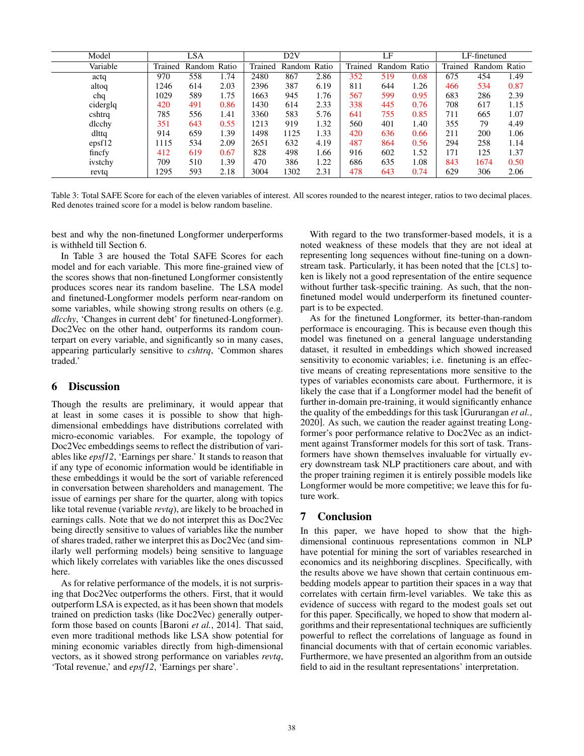| Model | LSA | | | D2V | | | LF | | | LF-finetuned | | |
|---|---|---|---|---|---|---|---|---|---|---|---|---|
| Variable | Trained | Random | Ratio | Trained | Random | Ratio | Trained | Random | Ratio | Trained | Random | Ratio |
| actq | 970 | 558 | 1.74 | 2480 | 867 | 2.86 | 352 | 519 | 0.68 | 675 | 454 | 1.49 |
| altoq | 1246 | 614 | 2.03 | 2396 | 387 | 6.19 | 811 | 644 | 1.26 | 466 | 534 | 0.87 |
| chq | 1029 | 589 | 1.75 | 1663 | 945 | 1.76 | 567 | 599 | 0.95 | 683 | 286 | 2.39 |
| ciderglq | 420 | 491 | 0.86 | 1430 | 614 | 2.33 | 338 | 445 | 0.76 | 708 | 617 | 1.15 |
| cshtrq | 785 | 556 | 1.41 | 3360 | 583 | 5.76 | 641 | 755 | 0.85 | 711 | 665 | 1.07 |
| dlcchy | 351 | 643 | 0.55 | 1213 | 919 | 1.32 | 560 | 401 | 1.40 | 355 | 79 | 4.49 |
| dlttq | 914 | 659 | 1.39 | 1498 | 1125 | 1.33 | 420 | 636 | 0.66 | 211 | 200 | 1.06 |
| epsf12 | 1115 | 534 | 2.09 | 2651 | 632 | 4.19 | 487 | 864 | 0.56 | 294 | 258 | 1.14 |
| fincfy | 412 | 619 | 0.67 | 828 | 498 | 1.66 | 916 | 602 | 1.52 | 171 | 125 | 1.37 |
| ivstchy | 709 | 510 | 1.39 | 470 | 386 | 1.22 | 686 | 635 | 1.08 | 843 | 1674 | 0.50 |
| revtq | 1295 | 593 | 2.18 | 3004 | 1302 | 2.31 | 478 | 643 | 0.74 | 629 | 306 | 2.06 |

Table 3: Total SAFE Score for each of the eleven variables of interest. All scores rounded to the nearest integer, ratios to two decimal places. Red denotes trained score for a model is below random baseline.

best and why the non-finetuned Longformer underperforms is withheld till Section 6.

In Table 3 are housed the Total SAFE Scores for each model and for each variable. This more fine-grained view of the scores shows that non-finetuned Longformer consistently produces scores near its random baseline. The LSA model and finetuned-Longformer models perform near-random on some variables, while showing strong results on others (e.g. *dlcchy*, 'Changes in current debt' for finetuned-Longformer). Doc2Vec on the other hand, outperforms its random counterpart on every variable, and significantly so in many cases, appearing particularly sensitive to *cshtrq*, 'Common shares traded.'

## 6 Discussion

Though the results are preliminary, it would appear that at least in some cases it is possible to show that high-dimensional embeddings have distributions correlated with micro-economic variables. For example, the topology of Doc2Vec embeddings seems to reflect the distribution of variables like *epsf12*, 'Earnings per share.' It stands to reason that if any type of economic information would be identifiable in these embeddings it would be the sort of variable referenced in conversation between shareholders and management. The issue of earnings per share for the quarter, along with topics like total revenue (variable *revtq*), are likely to be broached in earnings calls. Note that we do not interpret this as Doc2Vec being directly sensitive to values of variables like the number of shares traded, rather we interpret this as Doc2Vec (and similarly well performing models) being sensitive to language which likely correlates with variables like the ones discussed here.

As for relative performance of the models, it is not surprising that Doc2Vec outperforms the others. First, that it would outperform LSA is expected, as it has been shown that models trained on prediction tasks (like Doc2Vec) generally outperform those based on counts [Baroni *et al.*, 2014]. That said, even more traditional methods like LSA show potential for mining economic variables directly from high-dimensional vectors, as it showed strong performance on variables *revtq*, 'Total revenue,' and *epsf12*, 'Earnings per share'.

With regard to the two transformer-based models, it is a noted weakness of these models that they are not ideal at representing long sequences without fine-tuning on a downstream task. Particularly, it has been noted that the [CLS] token is likely not a good representation of the entire sequence without further task-specific training. As such, that the non-finetuned model would underperform its finetuned counterpart is to be expected.

As for the finetuned Longformer, its better-than-random perfomace is encouraging. This is because even though this model was finetuned on a general language understanding dataset, it resulted in embeddings which showed increased sensitivity to economic variables; i.e. finetuning is an effective means of creating representations more sensitive to the types of variables economists care about. Furthermore, it is likely the case that if a Longformer model had the benefit of further in-domain pre-training, it would significantly enhance the quality of the embeddings for this task [Gururangan *et al.*, 2020]. As such, we caution the reader against treating Longformer's poor performance relative to Doc2Vec as an indictment against Transformer models for this sort of task. Transformers have shown themselves invaluable for virtually every downstream task NLP practitioners care about, and with the proper training regimen it is entirely possible models like Longformer would be more competitive; we leave this for future work.

## 7 Conclusion

In this paper, we have hoped to show that the high-dimensional continuous representations common in NLP have potential for mining the sort of variables researched in economics and its neighboring discplines. Specifically, with the results above we have shown that certain continuous embedding models appear to partition their spaces in a way that correlates with certain firm-level variables. We take this as evidence of success with regard to the modest goals set out for this paper. Specifically, we hoped to show that modern algorithms and their representational techniques are sufficiently powerful to reflect the correlations of language as found in financial documents with that of certain economic variables. Furthermore, we have presented an algorithm from an outside field to aid in the resultant representations' interpretation.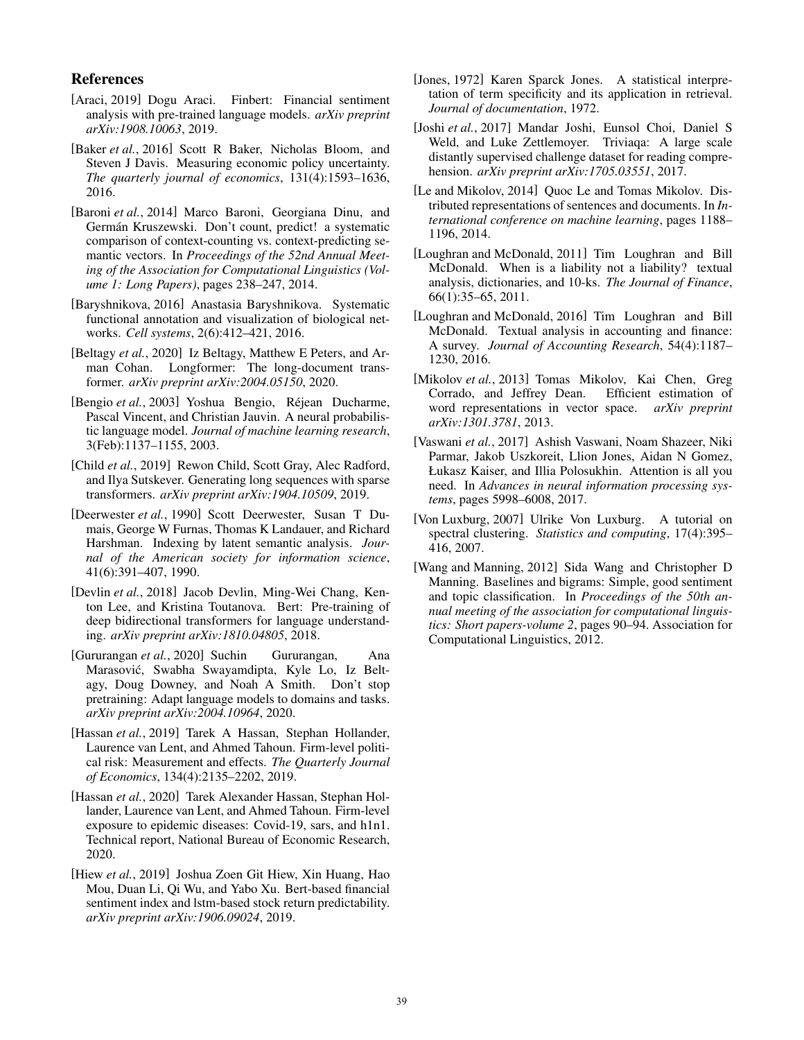## References

[Araci, 2019] Dogu Araci. Finbert: Financial sentiment analysis with pre-trained language models. *arXiv preprint arXiv:1908.10063*, 2019.

[Baker *et al.*, 2016] Scott R Baker, Nicholas Bloom, and Steven J Davis. Measuring economic policy uncertainty. *The quarterly journal of economics*, 131(4):1593–1636, 2016.

[Baroni *et al.*, 2014] Marco Baroni, Georgiana Dinu, and Germán Kruszewski. Don't count, predict! a systematic comparison of context-counting vs. context-predicting semantic vectors. In *Proceedings of the 52nd Annual Meeting of the Association for Computational Linguistics (Volume 1: Long Papers)*, pages 238–247, 2014.

[Baryshnikova, 2016] Anastasia Baryshnikova. Systematic functional annotation and visualization of biological networks. *Cell systems*, 2(6):412–421, 2016.

[Beltagy *et al.*, 2020] Iz Beltagy, Matthew E Peters, and Arman Cohan. Longformer: The long-document transformer. *arXiv preprint arXiv:2004.05150*, 2020.

[Bengio *et al.*, 2003] Yoshua Bengio, Réjean Ducharme, Pascal Vincent, and Christian Jauvin. A neural probabilistic language model. *Journal of machine learning research*, 3(Feb):1137–1155, 2003.

[Child *et al.*, 2019] Rewon Child, Scott Gray, Alec Radford, and Ilya Sutskever. Generating long sequences with sparse transformers. *arXiv preprint arXiv:1904.10509*, 2019.

[Deerwester *et al.*, 1990] Scott Deerwester, Susan T Dumais, George W Furnas, Thomas K Landauer, and Richard Harshman. Indexing by latent semantic analysis. *Journal of the American society for information science*, 41(6):391–407, 1990.

[Devlin *et al.*, 2018] Jacob Devlin, Ming-Wei Chang, Kenton Lee, and Kristina Toutanova. Bert: Pre-training of deep bidirectional transformers for language understanding. *arXiv preprint arXiv:1810.04805*, 2018.

[Gururangan *et al.*, 2020] Suchin Gururangan, Ana Marasović, Swabha Swayamdipta, Kyle Lo, Iz Beltagy, Doug Downey, and Noah A Smith. Don't stop pretraining: Adapt language models to domains and tasks. *arXiv preprint arXiv:2004.10964*, 2020.

[Hassan *et al.*, 2019] Tarek A Hassan, Stephan Hollander, Laurence van Lent, and Ahmed Tahoun. Firm-level political risk: Measurement and effects. *The Quarterly Journal of Economics*, 134(4):2135–2202, 2019.

[Hassan *et al.*, 2020] Tarek Alexander Hassan, Stephan Hollander, Laurence van Lent, and Ahmed Tahoun. Firm-level exposure to epidemic diseases: Covid-19, sars, and h1n1. Technical report, National Bureau of Economic Research, 2020.

[Hiew *et al.*, 2019] Joshua Zoen Git Hiew, Xin Huang, Hao Mou, Duan Li, Qi Wu, and Yabo Xu. Bert-based financial sentiment index and lstm-based stock return predictability. *arXiv preprint arXiv:1906.09024*, 2019.

[Jones, 1972] Karen Sparck Jones. A statistical interpretation of term specificity and its application in retrieval. *Journal of documentation*, 1972.

[Joshi *et al.*, 2017] Mandar Joshi, Eunsol Choi, Daniel S Weld, and Luke Zettlemoyer. Triviaqa: A large scale distantly supervised challenge dataset for reading comprehension. *arXiv preprint arXiv:1705.03551*, 2017.

[Le and Mikolov, 2014] Quoc Le and Tomas Mikolov. Distributed representations of sentences and documents. In *International conference on machine learning*, pages 1188–1196, 2014.

[Loughran and McDonald, 2011] Tim Loughran and Bill McDonald. When is a liability not a liability? textual analysis, dictionaries, and 10-ks. *The Journal of Finance*, 66(1):35–65, 2011.

[Loughran and McDonald, 2016] Tim Loughran and Bill McDonald. Textual analysis in accounting and finance: A survey. *Journal of Accounting Research*, 54(4):1187–1230, 2016.

[Mikolov *et al.*, 2013] Tomas Mikolov, Kai Chen, Greg Corrado, and Jeffrey Dean. Efficient estimation of word representations in vector space. *arXiv preprint arXiv:1301.3781*, 2013.

[Vaswani *et al.*, 2017] Ashish Vaswani, Noam Shazeer, Niki Parmar, Jakob Uszkoreit, Llion Jones, Aidan N Gomez, Łukasz Kaiser, and Illia Polosukhin. Attention is all you need. In *Advances in neural information processing systems*, pages 5998–6008, 2017.

[Von Luxburg, 2007] Ulrike Von Luxburg. A tutorial on spectral clustering. *Statistics and computing*, 17(4):395–416, 2007.

[Wang and Manning, 2012] Sida Wang and Christopher D Manning. Baselines and bigrams: Simple, good sentiment and topic classification. In *Proceedings of the 50th annual meeting of the association for computational linguistics: Short papers-volume 2*, pages 90–94. Association for Computational Linguistics, 2012.